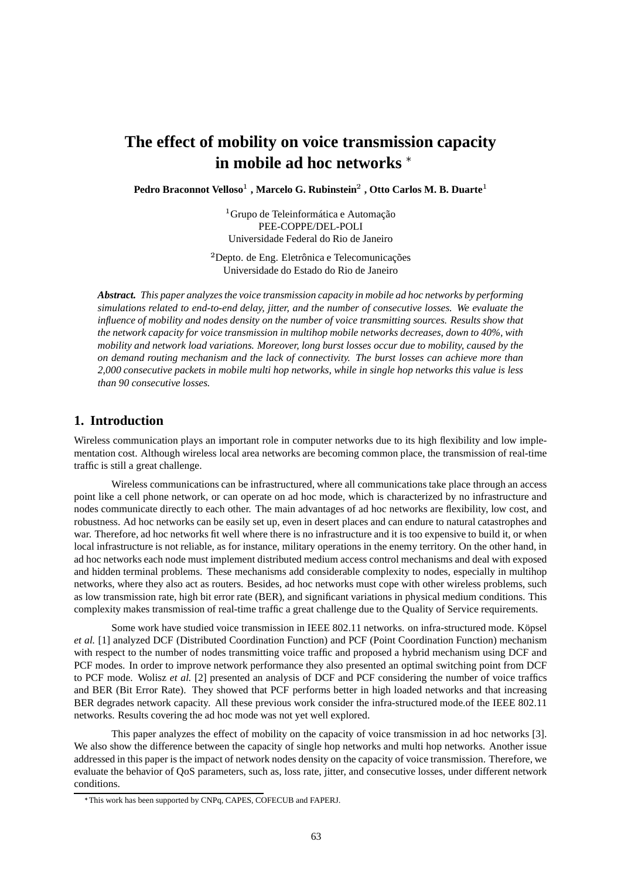# The effect of mobility on voice transmission capacity in mobile ad hoc networks *

**Pedro Braconnot Velloso[1] , Marcelo G. Rubinstein[2] , Otto Carlos M. B. Duarte[1]**

[1]Grupo de Teleinformática e Automação
PEE-COPPE/DEL-POLI
Universidade Federal do Rio de Janeiro

[2]Depto. de Eng. Eletrônica e Telecomunicações
Universidade do Estado do Rio de Janeiro

***Abstract.*** *This paper analyzes the voice transmission capacity in mobile ad hoc networks by performing simulations related to end-to-end delay, jitter, and the number of consecutive losses. We evaluate the influence of mobility and nodes density on the number of voice transmitting sources. Results show that the network capacity for voice transmission in multihop mobile networks decreases, down to 40%, with mobility and network load variations. Moreover, long burst losses occur due to mobility, caused by the on demand routing mechanism and the lack of connectivity. The burst losses can achieve more than 2,000 consecutive packets in mobile multi hop networks, while in single hop networks this value is less than 90 consecutive losses.*

## 1. Introduction

Wireless communication plays an important role in computer networks due to its high flexibility and low implementation cost. Although wireless local area networks are becoming common place, the transmission of real-time traffic is still a great challenge.

Wireless communications can be infrastructured, where all communications take place through an access point like a cell phone network, or can operate on ad hoc mode, which is characterized by no infrastructure and nodes communicate directly to each other. The main advantages of ad hoc networks are flexibility, low cost, and robustness. Ad hoc networks can be easily set up, even in desert places and can endure to natural catastrophes and war. Therefore, ad hoc networks fit well where there is no infrastructure and it is too expensive to build it, or when local infrastructure is not reliable, as for instance, military operations in the enemy territory. On the other hand, in ad hoc networks each node must implement distributed medium access control mechanisms and deal with exposed and hidden terminal problems. These mechanisms add considerable complexity to nodes, especially in multihop networks, where they also act as routers. Besides, ad hoc networks must cope with other wireless problems, such as low transmission rate, high bit error rate (BER), and significant variations in physical medium conditions. This complexity makes transmission of real-time traffic a great challenge due to the Quality of Service requirements.

Some work have studied voice transmission in IEEE 802.11 networks. on infra-structured mode. Köpsel *et al.* [1] analyzed DCF (Distributed Coordination Function) and PCF (Point Coordination Function) mechanism with respect to the number of nodes transmitting voice traffic and proposed a hybrid mechanism using DCF and PCF modes. In order to improve network performance they also presented an optimal switching point from DCF to PCF mode. Wolisz *et al.* [2] presented an analysis of DCF and PCF considering the number of voice traffics and BER (Bit Error Rate). They showed that PCF performs better in high loaded networks and that increasing BER degrades network capacity. All these previous work consider the infra-structured mode.of the IEEE 802.11 networks. Results covering the ad hoc mode was not yet well explored.

This paper analyzes the effect of mobility on the capacity of voice transmission in ad hoc networks [3]. We also show the difference between the capacity of single hop networks and multi hop networks. Another issue addressed in this paper is the impact of network nodes density on the capacity of voice transmission. Therefore, we evaluate the behavior of QoS parameters, such as, loss rate, jitter, and consecutive losses, under different network conditions.

*This work has been supported by CNPq, CAPES, COFECUB and FAPERJ.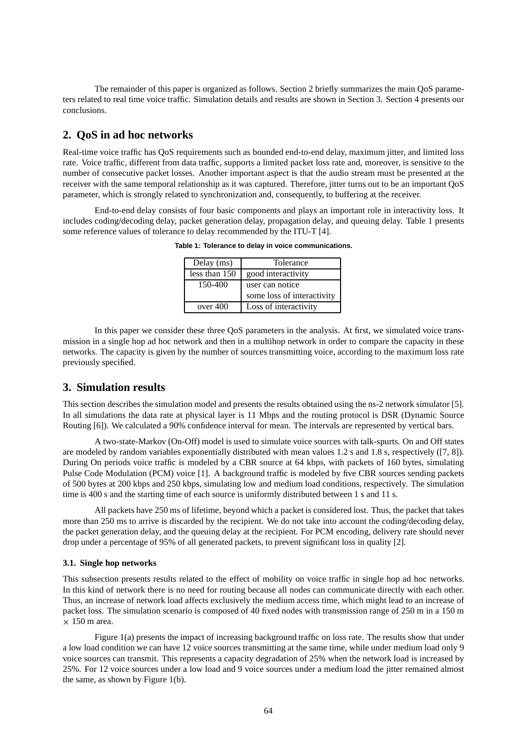The remainder of this paper is organized as follows. Section 2 briefly summarizes the main QoS parameters related to real time voice traffic. Simulation details and results are shown in Section 3. Section 4 presents our conclusions.

## 2. QoS in ad hoc networks

Real-time voice traffic has QoS requirements such as bounded end-to-end delay, maximum jitter, and limited loss rate. Voice traffic, different from data traffic, supports a limited packet loss rate and, moreover, is sensitive to the number of consecutive packet losses. Another important aspect is that the audio stream must be presented at the receiver with the same temporal relationship as it was captured. Therefore, jitter turns out to be an important QoS parameter, which is strongly related to synchronization and, consequently, to buffering at the receiver.

End-to-end delay consists of four basic components and plays an important role in interactivity loss. It includes coding/decoding delay, packet generation delay, propagation delay, and queuing delay. Table 1 presents some reference values of tolerance to delay recommended by the ITU-T [4].

**Table 1: Tolerance to delay in voice communications.**

| Delay (ms) | Tolerance |
|---|---|
| less than 150 | good interactivity |
| 150-400 | user can notice some loss of interactivity |
| over 400 | Loss of interactivity |

In this paper we consider these three QoS parameters in the analysis. At first, we simulated voice transmission in a single hop ad hoc network and then in a multihop network in order to compare the capacity in these networks. The capacity is given by the number of sources transmitting voice, according to the maximum loss rate previously specified.

## 3. Simulation results

This section describes the simulation model and presents the results obtained using the ns-2 network simulator [5]. In all simulations the data rate at physical layer is 11 Mbps and the routing protocol is DSR (Dynamic Source Routing [6]). We calculated a 90% confidence interval for mean. The intervals are represented by vertical bars.

A two-state-Markov (On-Off) model is used to simulate voice sources with talk-spurts. On and Off states are modeled by random variables exponentially distributed with mean values 1.2 s and 1.8 s, respectively ([7, 8]). During On periods voice traffic is modeled by a CBR source at 64 kbps, with packets of 160 bytes, simulating Pulse Code Modulation (PCM) voice [1]. A background traffic is modeled by five CBR sources sending packets of 500 bytes at 200 kbps and 250 kbps, simulating low and medium load conditions, respectively. The simulation time is 400 s and the starting time of each source is uniformly distributed between 1 s and 11 s.

All packets have 250 ms of lifetime, beyond which a packet is considered lost. Thus, the packet that takes more than 250 ms to arrive is discarded by the recipient. We do not take into account the coding/decoding delay, the packet generation delay, and the queuing delay at the recipient. For PCM encoding, delivery rate should never drop under a percentage of 95% of all generated packets, to prevent significant loss in quality [2].

### 3.1. Single hop networks

This subsection presents results related to the effect of mobility on voice traffic in single hop ad hoc networks. In this kind of network there is no need for routing because all nodes can communicate directly with each other. Thus, an increase of network load affects exclusively the medium access time, which might lead to an increase of packet loss. The simulation scenario is composed of 40 fixed nodes with transmission range of 250 m in a 150 m $\times$ 150 m area.

Figure 1(a) presents the impact of increasing background traffic on loss rate. The results show that under a low load condition we can have 12 voice sources transmitting at the same time, while under medium load only 9 voice sources can transmit. This represents a capacity degradation of 25% when the network load is increased by 25%. For 12 voice sources under a low load and 9 voice sources under a medium load the jitter remained almost the same, as shown by Figure 1(b).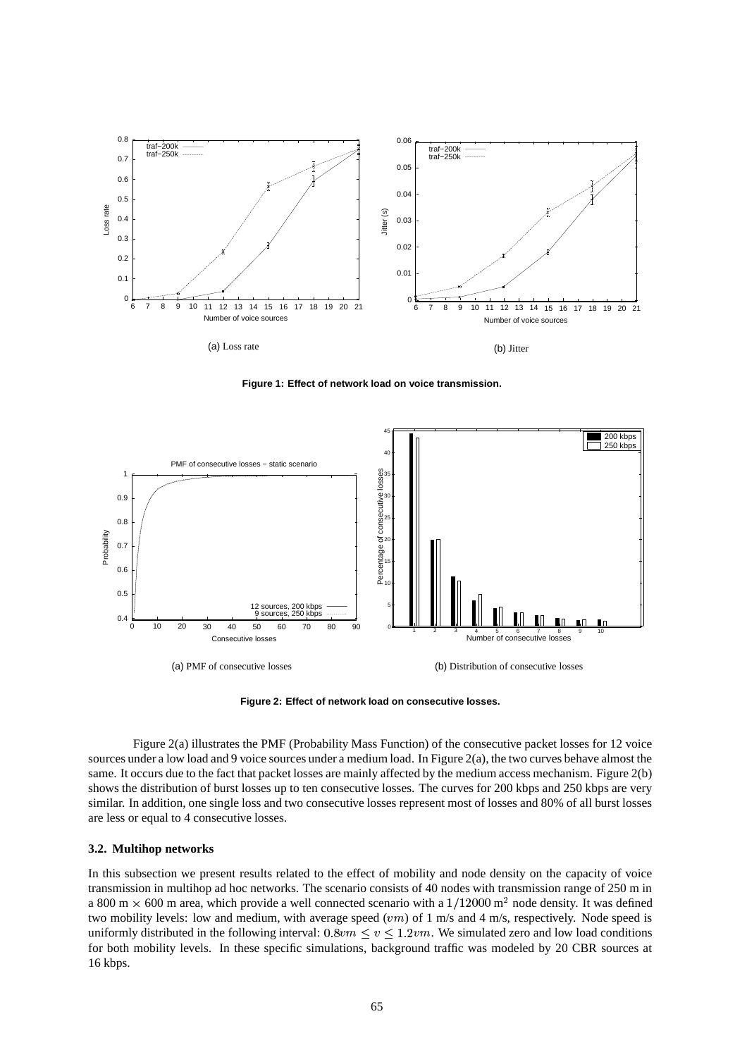(a) Loss rate

(b) Jitter

**Figure 1: Effect of network load on voice transmission.**

(a) PMF of consecutive losses

(b) Distribution of consecutive losses

**Figure 2: Effect of network load on consecutive losses.**

Figure 2(a) illustrates the PMF (Probability Mass Function) of the consecutive packet losses for 12 voice sources under a low load and 9 voice sources under a medium load. In Figure 2(a), the two curves behave almost the same. It occurs due to the fact that packet losses are mainly affected by the medium access mechanism. Figure 2(b) shows the distribution of burst losses up to ten consecutive losses. The curves for 200 kbps and 250 kbps are very similar. In addition, one single loss and two consecutive losses represent most of losses and 80% of all burst losses are less or equal to 4 consecutive losses.

### 3.2. Multihop networks

In this subsection we present results related to the effect of mobility and node density on the capacity of voice transmission in multihop ad hoc networks. The scenario consists of 40 nodes with transmission range of 250 m in a 800 m $\times$ 600 m area, which provide a well connected scenario with a $1/12000\,\text{m}^2$ node density. It was defined two mobility levels: low and medium, with average speed ($vm$) of 1 m/s and 4 m/s, respectively. Node speed is uniformly distributed in the following interval: $0.8vm \leq v \leq 1.2vm$. We simulated zero and low load conditions for both mobility levels. In these specific simulations, background traffic was modeled by 20 CBR sources at 16 kbps.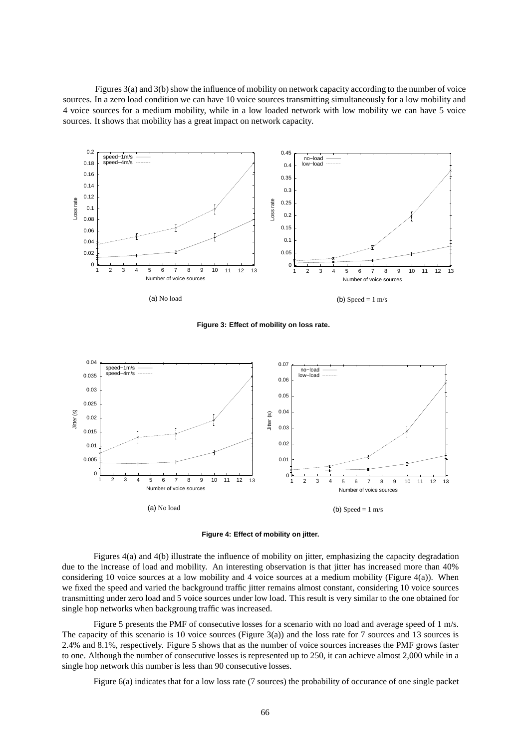Figures 3(a) and 3(b) show the influence of mobility on network capacity according to the number of voice sources. In a zero load condition we can have 10 voice sources transmitting simultaneously for a low mobility and 4 voice sources for a medium mobility, while in a low loaded network with low mobility we can have 5 voice sources. It shows that mobility has a great impact on network capacity.

(a) No load

(b) Speed = 1 m/s

**Figure 3: Effect of mobility on loss rate.**

(a) No load

(b) Speed = 1 m/s

**Figure 4: Effect of mobility on jitter.**

Figures 4(a) and 4(b) illustrate the influence of mobility on jitter, emphasizing the capacity degradation due to the increase of load and mobility. An interesting observation is that jitter has increased more than 40% considering 10 voice sources at a low mobility and 4 voice sources at a medium mobility (Figure 4(a)). When we fixed the speed and varied the background traffic jitter remains almost constant, considering 10 voice sources transmitting under zero load and 5 voice sources under low load. This result is very similar to the one obtained for single hop networks when backgroung traffic was increased.

Figure 5 presents the PMF of consecutive losses for a scenario with no load and average speed of 1 m/s. The capacity of this scenario is 10 voice sources (Figure 3(a)) and the loss rate for 7 sources and 13 sources is 2.4% and 8.1%, respectively. Figure 5 shows that as the number of voice sources increases the PMF grows faster to one. Although the number of consecutive losses is represented up to 250, it can achieve almost 2,000 while in a single hop network this number is less than 90 consecutive losses.

Figure 6(a) indicates that for a low loss rate (7 sources) the probability of occurance of one single packet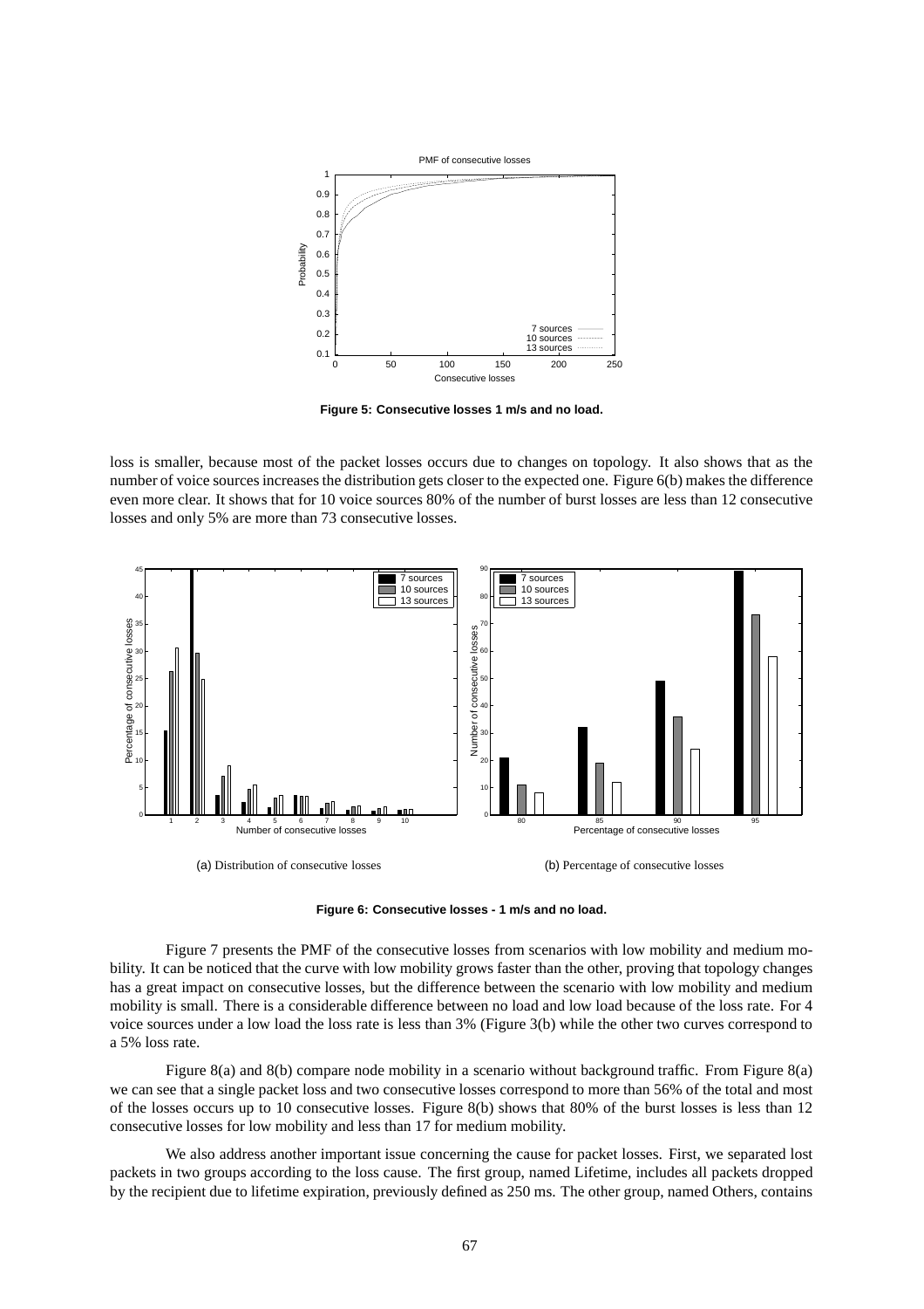**Figure 5: Consecutive losses 1 m/s and no load.**

loss is smaller, because most of the packet losses occurs due to changes on topology. It also shows that as the number of voice sources increases the distribution gets closer to the expected one. Figure 6(b) makes the difference even more clear. It shows that for 10 voice sources 80% of the number of burst losses are less than 12 consecutive losses and only 5% are more than 73 consecutive losses.

(a) Distribution of consecutive losses

(b) Percentage of consecutive losses

**Figure 6: Consecutive losses - 1 m/s and no load.**

Figure 7 presents the PMF of the consecutive losses from scenarios with low mobility and medium mobility. It can be noticed that the curve with low mobility grows faster than the other, proving that topology changes has a great impact on consecutive losses, but the difference between the scenario with low mobility and medium mobility is small. There is a considerable difference between no load and low load because of the loss rate. For 4 voice sources under a low load the loss rate is less than 3% (Figure 3(b) while the other two curves correspond to a 5% loss rate.

Figure 8(a) and 8(b) compare node mobility in a scenario without background traffic. From Figure 8(a) we can see that a single packet loss and two consecutive losses correspond to more than 56% of the total and most of the losses occurs up to 10 consecutive losses. Figure 8(b) shows that 80% of the burst losses is less than 12 consecutive losses for low mobility and less than 17 for medium mobility.

We also address another important issue concerning the cause for packet losses. First, we separated lost packets in two groups according to the loss cause. The first group, named Lifetime, includes all packets dropped by the recipient due to lifetime expiration, previously defined as 250 ms. The other group, named Others, contains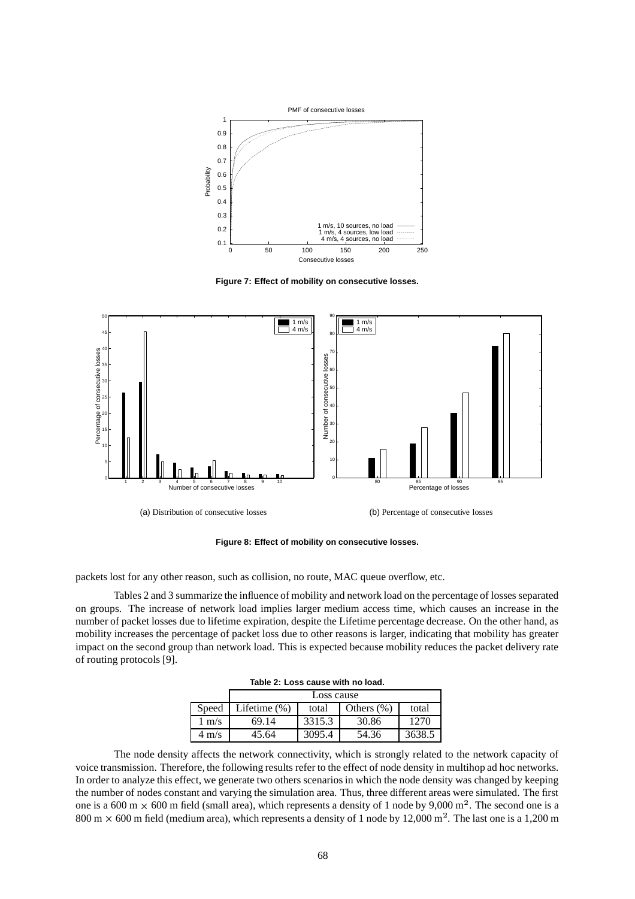Figure 7: Effect of mobility on consecutive losses.

(a) Distribution of consecutive losses

(b) Percentage of consecutive losses

Figure 8: Effect of mobility on consecutive losses.

packets lost for any other reason, such as collision, no route, MAC queue overflow, etc.

Tables 2 and 3 summarize the influence of mobility and network load on the percentage of losses separated on groups. The increase of network load implies larger medium access time, which causes an increase in the number of packet losses due to lifetime expiration, despite the Lifetime percentage decrease. On the other hand, as mobility increases the percentage of packet loss due to other reasons is larger, indicating that mobility has greater impact on the second group than network load. This is expected because mobility reduces the packet delivery rate of routing protocols [9].

**Table 2: Loss cause with no load.**

| | Loss cause | | | |
|---|---|---|---|---|
| Speed | Lifetime (%) | total | Others (%) | total |
| 1 m/s | 69.14 | 3315.3 | 30.86 | 1270 |
| 4 m/s | 45.64 | 3095.4 | 54.36 | 3638.5 |

The node density affects the network connectivity, which is strongly related to the network capacity of voice transmission. Therefore, the following results refer to the effect of node density in multihop ad hoc networks. In order to analyze this effect, we generate two others scenarios in which the node density was changed by keeping the number of nodes constant and varying the simulation area. Thus, three different areas were simulated. The first one is a 600 m $\times$ 600 m field (small area), which represents a density of 1 node by 9,000 $m^2$. The second one is a 800 m $\times$ 600 m field (medium area), which represents a density of 1 node by 12,000 $m^2$. The last one is a 1,200 m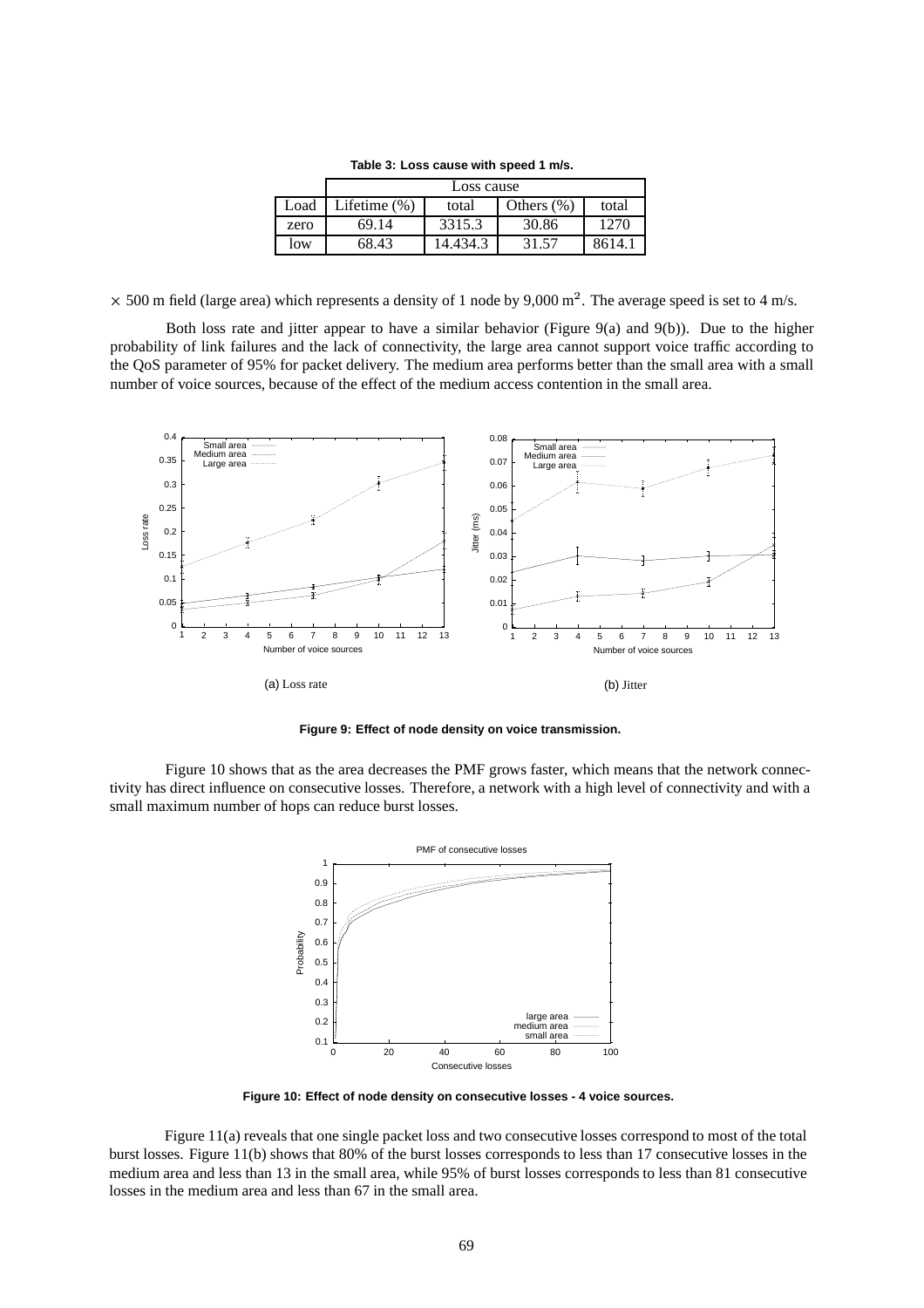**Table 3: Loss cause with speed 1 m/s.**

| | Loss cause | | | |
|---|---|---|---|---|
| Load | Lifetime (%) | total | Others (%) | total |
| zero | 69.14 | 3315.3 | 30.86 | 1270 |
| low | 68.43 | 14.434.3 | 31.57 | 8614.1 |

$\times$ 500 m field (large area) which represents a density of 1 node by 9,000 $m^2$. The average speed is set to 4 m/s.

Both loss rate and jitter appear to have a similar behavior (Figure 9(a) and 9(b)). Due to the higher probability of link failures and the lack of connectivity, the large area cannot support voice traffic according to the QoS parameter of 95% for packet delivery. The medium area performs better than the small area with a small number of voice sources, because of the effect of the medium access contention in the small area.

(a) Loss rate

(b) Jitter

**Figure 9: Effect of node density on voice transmission.**

Figure 10 shows that as the area decreases the PMF grows faster, which means that the network connectivity has direct influence on consecutive losses. Therefore, a network with a high level of connectivity and with a small maximum number of hops can reduce burst losses.

**Figure 10: Effect of node density on consecutive losses - 4 voice sources.**

Figure 11(a) reveals that one single packet loss and two consecutive losses correspond to most of the total burst losses. Figure 11(b) shows that 80% of the burst losses corresponds to less than 17 consecutive losses in the medium area and less than 13 in the small area, while 95% of burst losses corresponds to less than 81 consecutive losses in the medium area and less than 67 in the small area.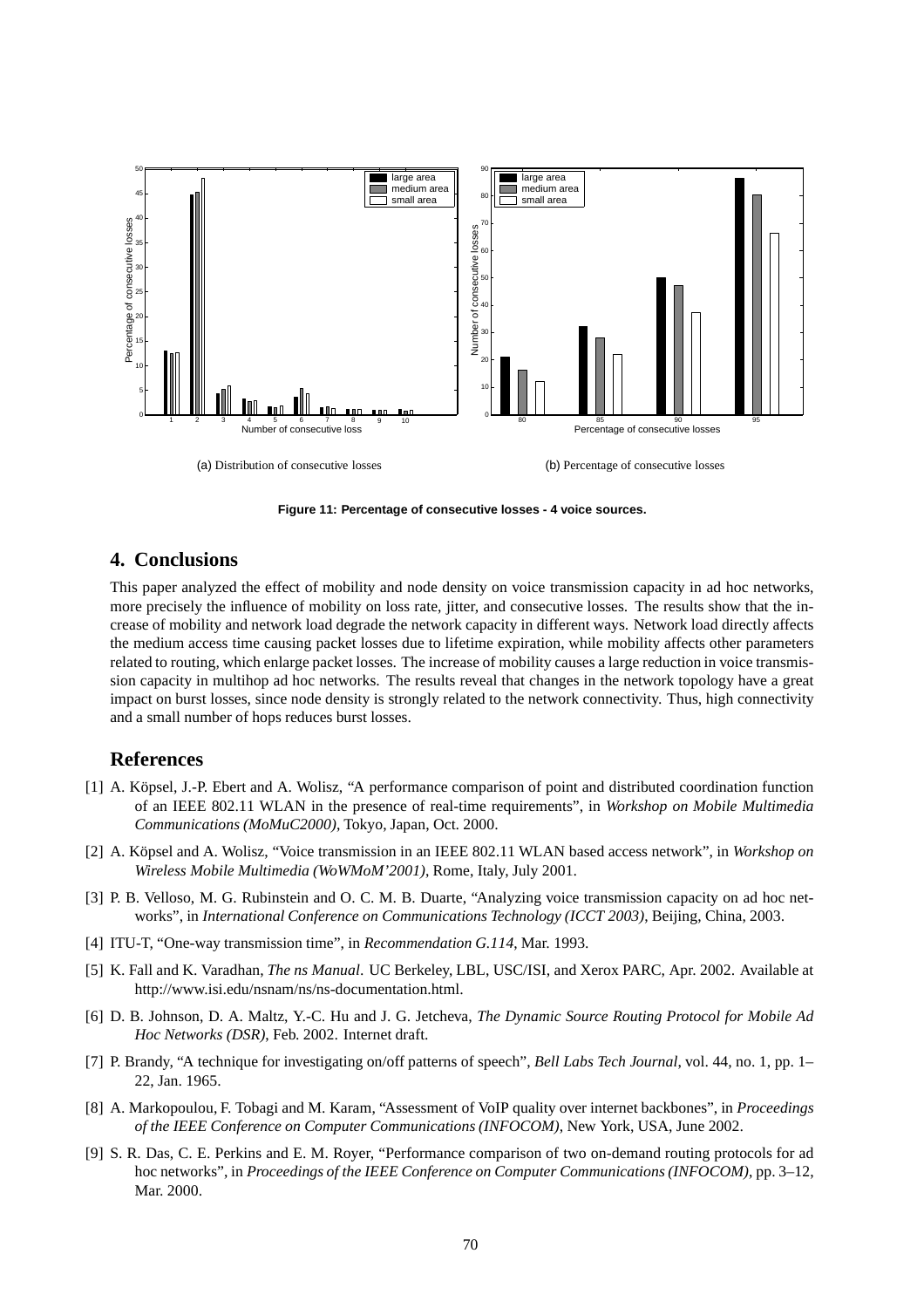large area
medium area
small area

Percentage of consecutive losses

0 5 10 15 20 25 30 35 40 45 50

1 2 3 4 5 6 7 8 9 10

Number of consecutive loss

(a) Distribution of consecutive losses

large area
medium area
small area

Number of consecutive losses

0 10 20 30 40 50 60 70 80 90

80 85 90 95

Percentage of consecutive losses

(b) Percentage of consecutive losses

**Figure 11: Percentage of consecutive losses - 4 voice sources.**

## 4. Conclusions

This paper analyzed the effect of mobility and node density on voice transmission capacity in ad hoc networks, more precisely the influence of mobility on loss rate, jitter, and consecutive losses. The results show that the increase of mobility and network load degrade the network capacity in different ways. Network load directly affects the medium access time causing packet losses due to lifetime expiration, while mobility affects other parameters related to routing, which enlarge packet losses. The increase of mobility causes a large reduction in voice transmission capacity in multihop ad hoc networks. The results reveal that changes in the network topology have a great impact on burst losses, since node density is strongly related to the network connectivity. Thus, high connectivity and a small number of hops reduces burst losses.

## References

[1] A. Köpsel, J.-P. Ebert and A. Wolisz, "A performance comparison of point and distributed coordination function of an IEEE 802.11 WLAN in the presence of real-time requirements", in *Workshop on Mobile Multimedia Communications (MoMuC2000)*, Tokyo, Japan, Oct. 2000.

[2] A. Köpsel and A. Wolisz, "Voice transmission in an IEEE 802.11 WLAN based access network", in *Workshop on Wireless Mobile Multimedia (WoWMoM'2001)*, Rome, Italy, July 2001.

[3] P. B. Velloso, M. G. Rubinstein and O. C. M. B. Duarte, "Analyzing voice transmission capacity on ad hoc networks", in *International Conference on Communications Technology (ICCT 2003)*, Beijing, China, 2003.

[4] ITU-T, "One-way transmission time", in *Recommendation G.114*, Mar. 1993.

[5] K. Fall and K. Varadhan, *The ns Manual*. UC Berkeley, LBL, USC/ISI, and Xerox PARC, Apr. 2002. Available at http://www.isi.edu/nsnam/ns/ns-documentation.html.

[6] D. B. Johnson, D. A. Maltz, Y.-C. Hu and J. G. Jetcheva, *The Dynamic Source Routing Protocol for Mobile Ad Hoc Networks (DSR)*, Feb. 2002. Internet draft.

[7] P. Brandy, "A technique for investigating on/off patterns of speech", *Bell Labs Tech Journal*, vol. 44, no. 1, pp. 1–22, Jan. 1965.

[8] A. Markopoulou, F. Tobagi and M. Karam, "Assessment of VoIP quality over internet backbones", in *Proceedings of the IEEE Conference on Computer Communications (INFOCOM)*, New York, USA, June 2002.

[9] S. R. Das, C. E. Perkins and E. M. Royer, "Performance comparison of two on-demand routing protocols for ad hoc networks", in *Proceedings of the IEEE Conference on Computer Communications (INFOCOM)*, pp. 3–12, Mar. 2000.